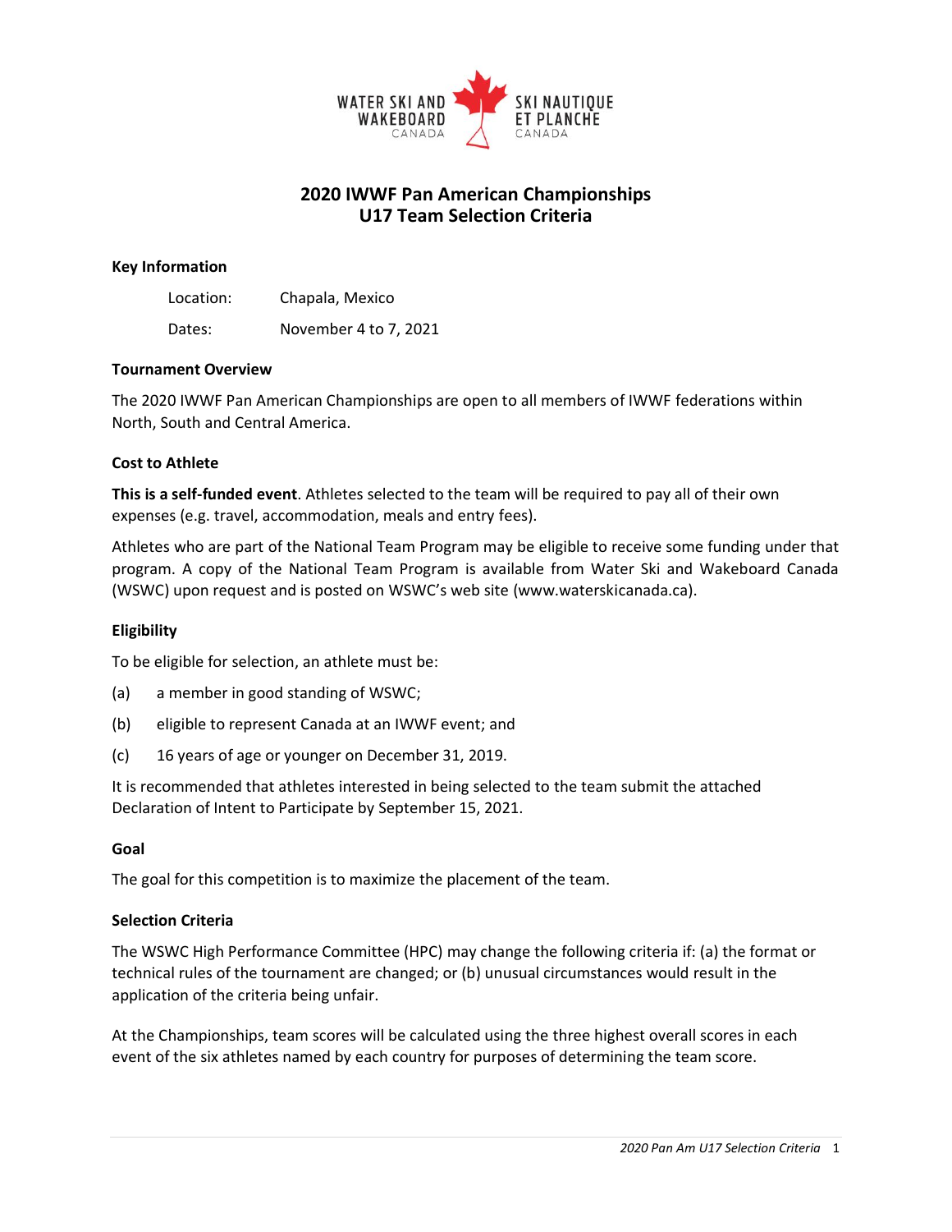WATER SKI AND WAKEBOARD CANADA — SKI NAUTIQUE ET PLANCHE CANADA

# 2020 IWWF Pan American Championships
# U17 Team Selection Criteria

**Key Information**

Location: Chapala, Mexico

Dates: November 4 to 7, 2021

**Tournament Overview**

The 2020 IWWF Pan American Championships are open to all members of IWWF federations within North, South and Central America.

**Cost to Athlete**

**This is a self-funded event**. Athletes selected to the team will be required to pay all of their own expenses (e.g. travel, accommodation, meals and entry fees).

Athletes who are part of the National Team Program may be eligible to receive some funding under that program. A copy of the National Team Program is available from Water Ski and Wakeboard Canada (WSWC) upon request and is posted on WSWC's web site (www.waterskicanada.ca).

**Eligibility**

To be eligible for selection, an athlete must be:

(a) a member in good standing of WSWC;

(b) eligible to represent Canada at an IWWF event; and

(c) 16 years of age or younger on December 31, 2019.

It is recommended that athletes interested in being selected to the team submit the attached Declaration of Intent to Participate by September 15, 2021.

**Goal**

The goal for this competition is to maximize the placement of the team.

**Selection Criteria**

The WSWC High Performance Committee (HPC) may change the following criteria if: (a) the format or technical rules of the tournament are changed; or (b) unusual circumstances would result in the application of the criteria being unfair.

At the Championships, team scores will be calculated using the three highest overall scores in each event of the six athletes named by each country for purposes of determining the team score.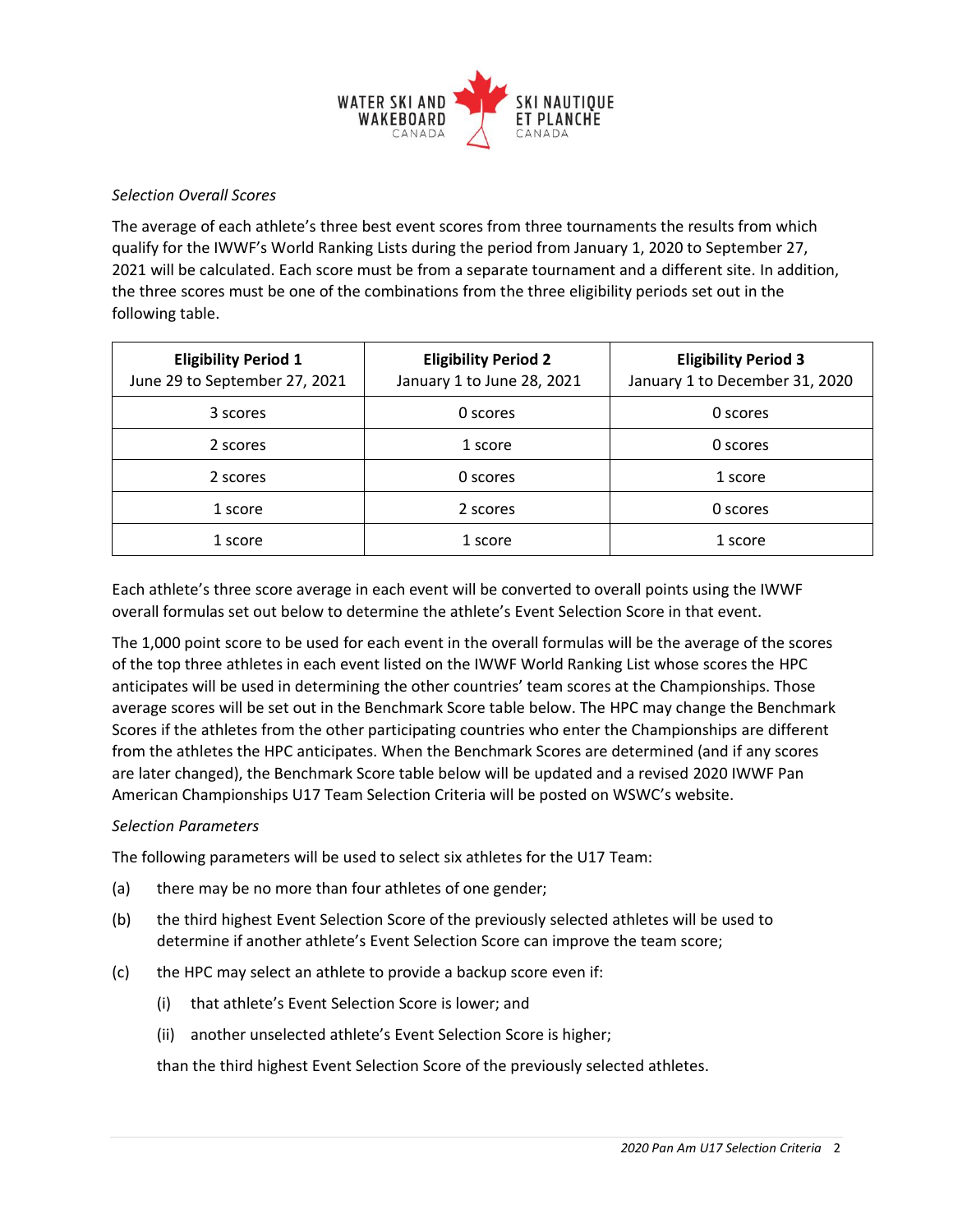*Selection Overall Scores*

The average of each athlete's three best event scores from three tournaments the results from which qualify for the IWWF's World Ranking Lists during the period from January 1, 2020 to September 27, 2021 will be calculated. Each score must be from a separate tournament and a different site. In addition, the three scores must be one of the combinations from the three eligibility periods set out in the following table.

| **Eligibility Period 1**<br>June 29 to September 27, 2021 | **Eligibility Period 2**<br>January 1 to June 28, 2021 | **Eligibility Period 3**<br>January 1 to December 31, 2020 |
|---|---|---|
| 3 scores | 0 scores | 0 scores |
| 2 scores | 1 score | 0 scores |
| 2 scores | 0 scores | 1 score |
| 1 score | 2 scores | 0 scores |
| 1 score | 1 score | 1 score |

Each athlete's three score average in each event will be converted to overall points using the IWWF overall formulas set out below to determine the athlete's Event Selection Score in that event.

The 1,000 point score to be used for each event in the overall formulas will be the average of the scores of the top three athletes in each event listed on the IWWF World Ranking List whose scores the HPC anticipates will be used in determining the other countries' team scores at the Championships. Those average scores will be set out in the Benchmark Score table below. The HPC may change the Benchmark Scores if the athletes from the other participating countries who enter the Championships are different from the athletes the HPC anticipates. When the Benchmark Scores are determined (and if any scores are later changed), the Benchmark Score table below will be updated and a revised 2020 IWWF Pan American Championships U17 Team Selection Criteria will be posted on WSWC's website.

*Selection Parameters*

The following parameters will be used to select six athletes for the U17 Team:

(a) there may be no more than four athletes of one gender;

(b) the third highest Event Selection Score of the previously selected athletes will be used to determine if another athlete's Event Selection Score can improve the team score;

(c) the HPC may select an athlete to provide a backup score even if:

  (i) that athlete's Event Selection Score is lower; and

  (ii) another unselected athlete's Event Selection Score is higher;

  than the third highest Event Selection Score of the previously selected athletes.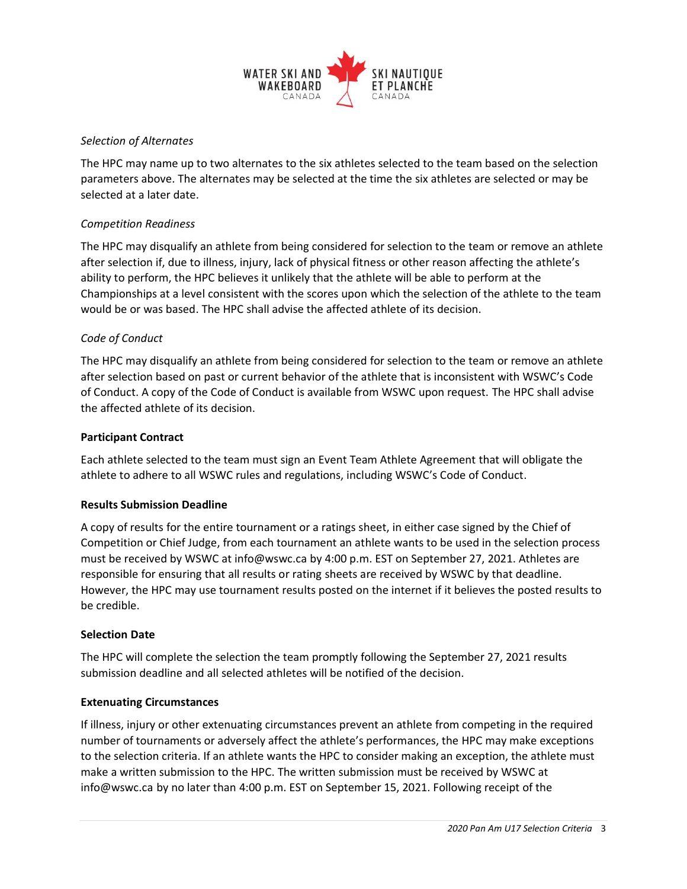*Selection of Alternates*

The HPC may name up to two alternates to the six athletes selected to the team based on the selection parameters above. The alternates may be selected at the time the six athletes are selected or may be selected at a later date.

*Competition Readiness*

The HPC may disqualify an athlete from being considered for selection to the team or remove an athlete after selection if, due to illness, injury, lack of physical fitness or other reason affecting the athlete's ability to perform, the HPC believes it unlikely that the athlete will be able to perform at the Championships at a level consistent with the scores upon which the selection of the athlete to the team would be or was based. The HPC shall advise the affected athlete of its decision.

*Code of Conduct*

The HPC may disqualify an athlete from being considered for selection to the team or remove an athlete after selection based on past or current behavior of the athlete that is inconsistent with WSWC's Code of Conduct. A copy of the Code of Conduct is available from WSWC upon request. The HPC shall advise the affected athlete of its decision.

**Participant Contract**

Each athlete selected to the team must sign an Event Team Athlete Agreement that will obligate the athlete to adhere to all WSWC rules and regulations, including WSWC's Code of Conduct.

**Results Submission Deadline**

A copy of results for the entire tournament or a ratings sheet, in either case signed by the Chief of Competition or Chief Judge, from each tournament an athlete wants to be used in the selection process must be received by WSWC at info@wswc.ca by 4:00 p.m. EST on September 27, 2021. Athletes are responsible for ensuring that all results or rating sheets are received by WSWC by that deadline. However, the HPC may use tournament results posted on the internet if it believes the posted results to be credible.

**Selection Date**

The HPC will complete the selection the team promptly following the September 27, 2021 results submission deadline and all selected athletes will be notified of the decision.

**Extenuating Circumstances**

If illness, injury or other extenuating circumstances prevent an athlete from competing in the required number of tournaments or adversely affect the athlete's performances, the HPC may make exceptions to the selection criteria. If an athlete wants the HPC to consider making an exception, the athlete must make a written submission to the HPC. The written submission must be received by WSWC at info@wswc.ca by no later than 4:00 p.m. EST on September 15, 2021. Following receipt of the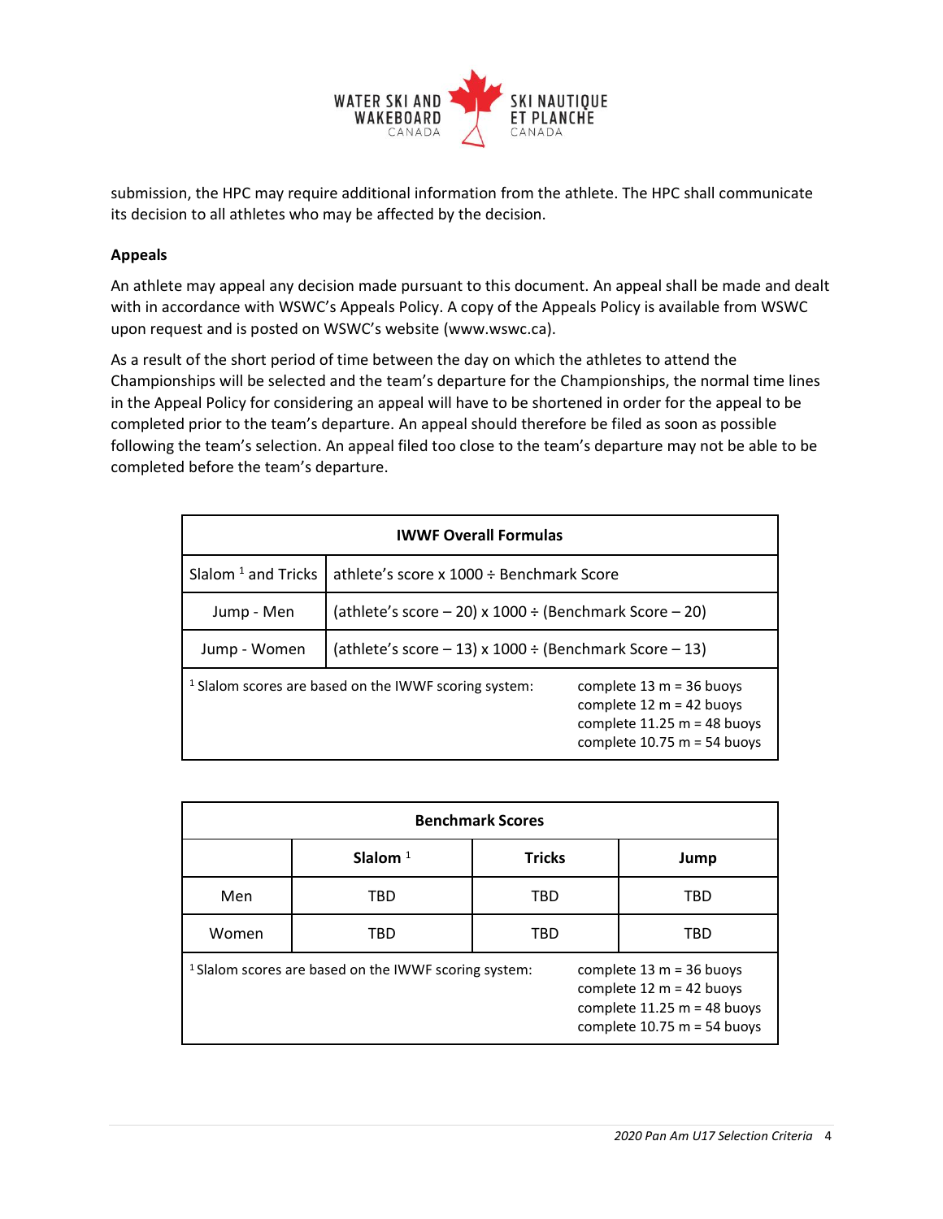submission, the HPC may require additional information from the athlete. The HPC shall communicate its decision to all athletes who may be affected by the decision.

**Appeals**

An athlete may appeal any decision made pursuant to this document. An appeal shall be made and dealt with in accordance with WSWC's Appeals Policy. A copy of the Appeals Policy is available from WSWC upon request and is posted on WSWC's website (www.wswc.ca).

As a result of the short period of time between the day on which the athletes to attend the Championships will be selected and the team's departure for the Championships, the normal time lines in the Appeal Policy for considering an appeal will have to be shortened in order for the appeal to be completed prior to the team's departure. An appeal should therefore be filed as soon as possible following the team's selection. An appeal filed too close to the team's departure may not be able to be completed before the team's departure.

| **IWWF Overall Formulas** | |
|---|---|
| Slalom [1] and Tricks | athlete's score x 1000 ÷ Benchmark Score |
| Jump - Men | (athlete's score – 20) x 1000 ÷ (Benchmark Score – 20) |
| Jump - Women | (athlete's score – 13) x 1000 ÷ (Benchmark Score – 13) |
| [1] Slalom scores are based on the IWWF scoring system: | complete 13 m = 36 buoys<br>complete 12 m = 42 buoys<br>complete 11.25 m = 48 buoys<br>complete 10.75 m = 54 buoys |

| **Benchmark Scores** | | | |
|---|---|---|---|
| | **Slalom** [1] | **Tricks** | **Jump** |
| Men | TBD | TBD | TBD |
| Women | TBD | TBD | TBD |
| [1] Slalom scores are based on the IWWF scoring system: | | complete 13 m = 36 buoys<br>complete 12 m = 42 buoys<br>complete 11.25 m = 48 buoys<br>complete 10.75 m = 54 buoys | |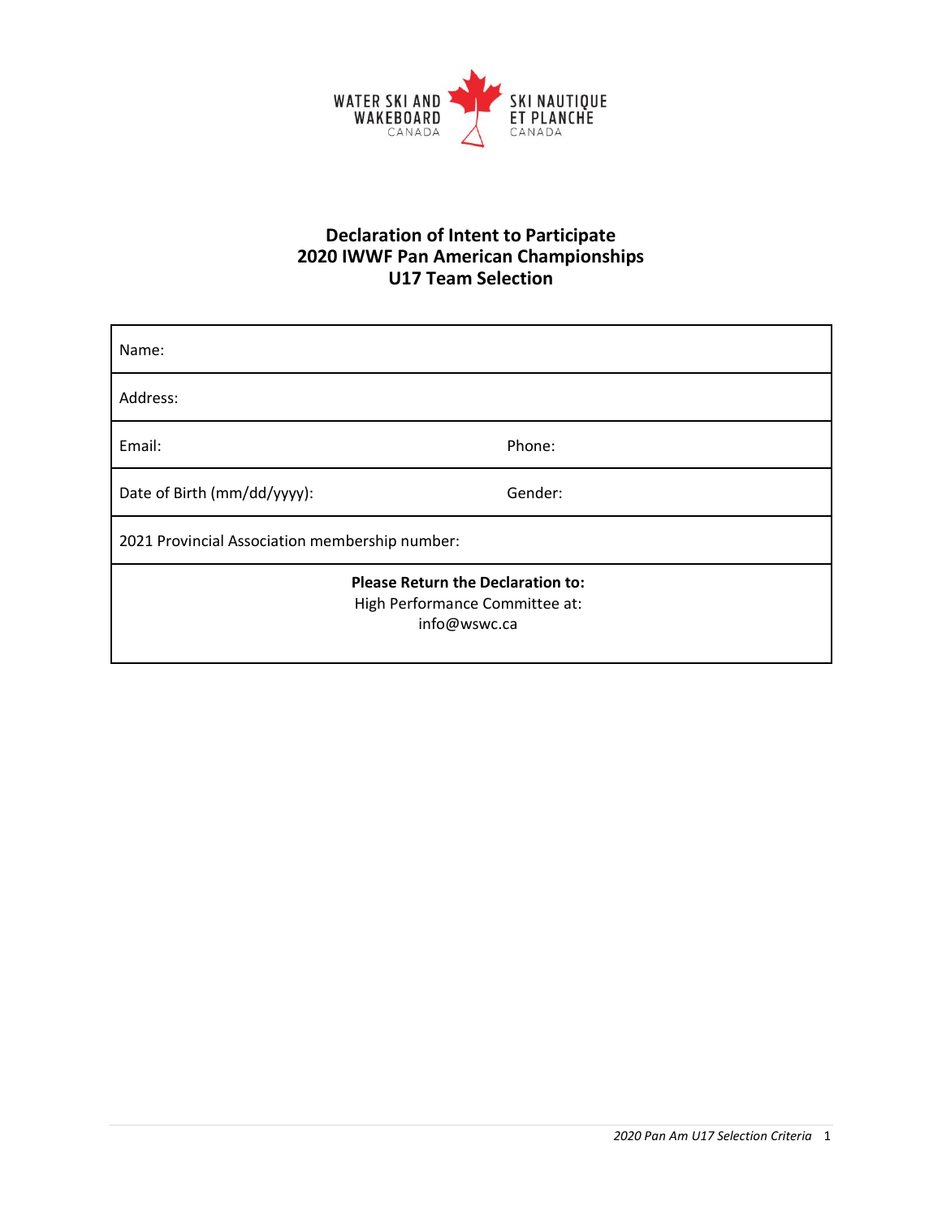# Declaration of Intent to Participate
# 2020 IWWF Pan American Championships
# U17 Team Selection

| | |
|---|---|
| Name: | |
| Address: | |
| Email: | Phone: |
| Date of Birth (mm/dd/yyyy): | Gender: |
| 2021 Provincial Association membership number: | |
| **Please Return the Declaration to:**<br>High Performance Committee at:<br>info@wswc.ca | |